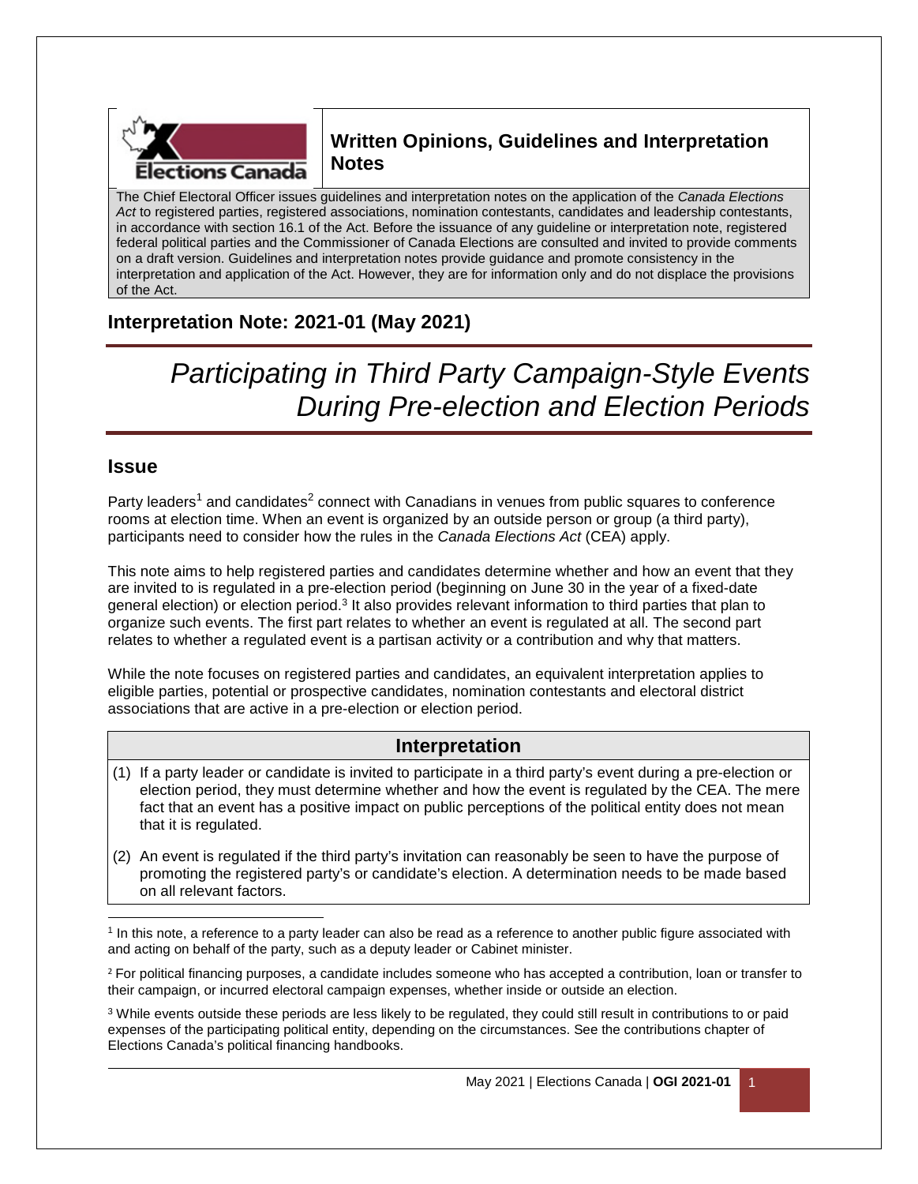## Written Opinions, Guidelines and Interpretation Notes

The Chief Electoral Officer issues guidelines and interpretation notes on the application of the *Canada Elections Act* to registered parties, registered associations, nomination contestants, candidates and leadership contestants, in accordance with section 16.1 of the Act. Before the issuance of any guideline or interpretation note, registered federal political parties and the Commissioner of Canada Elections are consulted and invited to provide comments on a draft version. Guidelines and interpretation notes provide guidance and promote consistency in the interpretation and application of the Act. However, they are for information only and do not displace the provisions of the Act.

## Interpretation Note: 2021-01 (May 2021)

# *Participating in Third Party Campaign-Style Events During Pre-election and Election Periods*

## Issue

Party leaders[1] and candidates[2] connect with Canadians in venues from public squares to conference rooms at election time. When an event is organized by an outside person or group (a third party), participants need to consider how the rules in the *Canada Elections Act* (CEA) apply.

This note aims to help registered parties and candidates determine whether and how an event that they are invited to is regulated in a pre-election period (beginning on June 30 in the year of a fixed-date general election) or election period.[3] It also provides relevant information to third parties that plan to organize such events. The first part relates to whether an event is regulated at all. The second part relates to whether a regulated event is a partisan activity or a contribution and why that matters.

While the note focuses on registered parties and candidates, an equivalent interpretation applies to eligible parties, potential or prospective candidates, nomination contestants and electoral district associations that are active in a pre-election or election period.

### Interpretation

(1) If a party leader or candidate is invited to participate in a third party's event during a pre-election or election period, they must determine whether and how the event is regulated by the CEA. The mere fact that an event has a positive impact on public perceptions of the political entity does not mean that it is regulated.

(2) An event is regulated if the third party's invitation can reasonably be seen to have the purpose of promoting the registered party's or candidate's election. A determination needs to be made based on all relevant factors.

---

[1] In this note, a reference to a party leader can also be read as a reference to another public figure associated with and acting on behalf of the party, such as a deputy leader or Cabinet minister.

[2] For political financing purposes, a candidate includes someone who has accepted a contribution, loan or transfer to their campaign, or incurred electoral campaign expenses, whether inside or outside an election.

[3] While events outside these periods are less likely to be regulated, they could still result in contributions to or paid expenses of the participating political entity, depending on the circumstances. See the contributions chapter of Elections Canada's political financing handbooks.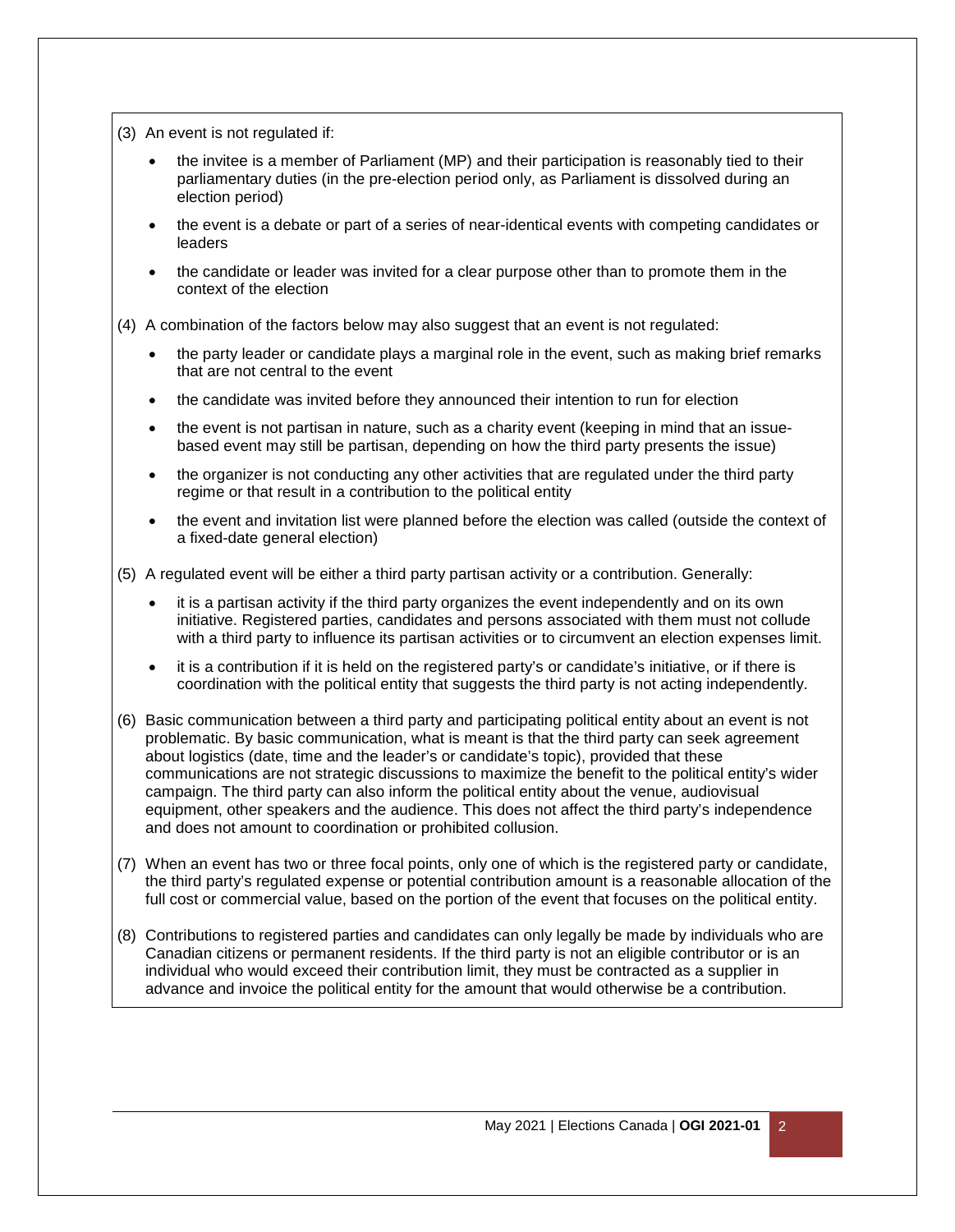(3) An event is not regulated if:

- the invitee is a member of Parliament (MP) and their participation is reasonably tied to their parliamentary duties (in the pre-election period only, as Parliament is dissolved during an election period)
- the event is a debate or part of a series of near-identical events with competing candidates or leaders
- the candidate or leader was invited for a clear purpose other than to promote them in the context of the election

(4) A combination of the factors below may also suggest that an event is not regulated:

- the party leader or candidate plays a marginal role in the event, such as making brief remarks that are not central to the event
- the candidate was invited before they announced their intention to run for election
- the event is not partisan in nature, such as a charity event (keeping in mind that an issue-based event may still be partisan, depending on how the third party presents the issue)
- the organizer is not conducting any other activities that are regulated under the third party regime or that result in a contribution to the political entity
- the event and invitation list were planned before the election was called (outside the context of a fixed-date general election)

(5) A regulated event will be either a third party partisan activity or a contribution. Generally:

- it is a partisan activity if the third party organizes the event independently and on its own initiative. Registered parties, candidates and persons associated with them must not collude with a third party to influence its partisan activities or to circumvent an election expenses limit.
- it is a contribution if it is held on the registered party's or candidate's initiative, or if there is coordination with the political entity that suggests the third party is not acting independently.

(6) Basic communication between a third party and participating political entity about an event is not problematic. By basic communication, what is meant is that the third party can seek agreement about logistics (date, time and the leader's or candidate's topic), provided that these communications are not strategic discussions to maximize the benefit to the political entity's wider campaign. The third party can also inform the political entity about the venue, audiovisual equipment, other speakers and the audience. This does not affect the third party's independence and does not amount to coordination or prohibited collusion.

(7) When an event has two or three focal points, only one of which is the registered party or candidate, the third party's regulated expense or potential contribution amount is a reasonable allocation of the full cost or commercial value, based on the portion of the event that focuses on the political entity.

(8) Contributions to registered parties and candidates can only legally be made by individuals who are Canadian citizens or permanent residents. If the third party is not an eligible contributor or is an individual who would exceed their contribution limit, they must be contracted as a supplier in advance and invoice the political entity for the amount that would otherwise be a contribution.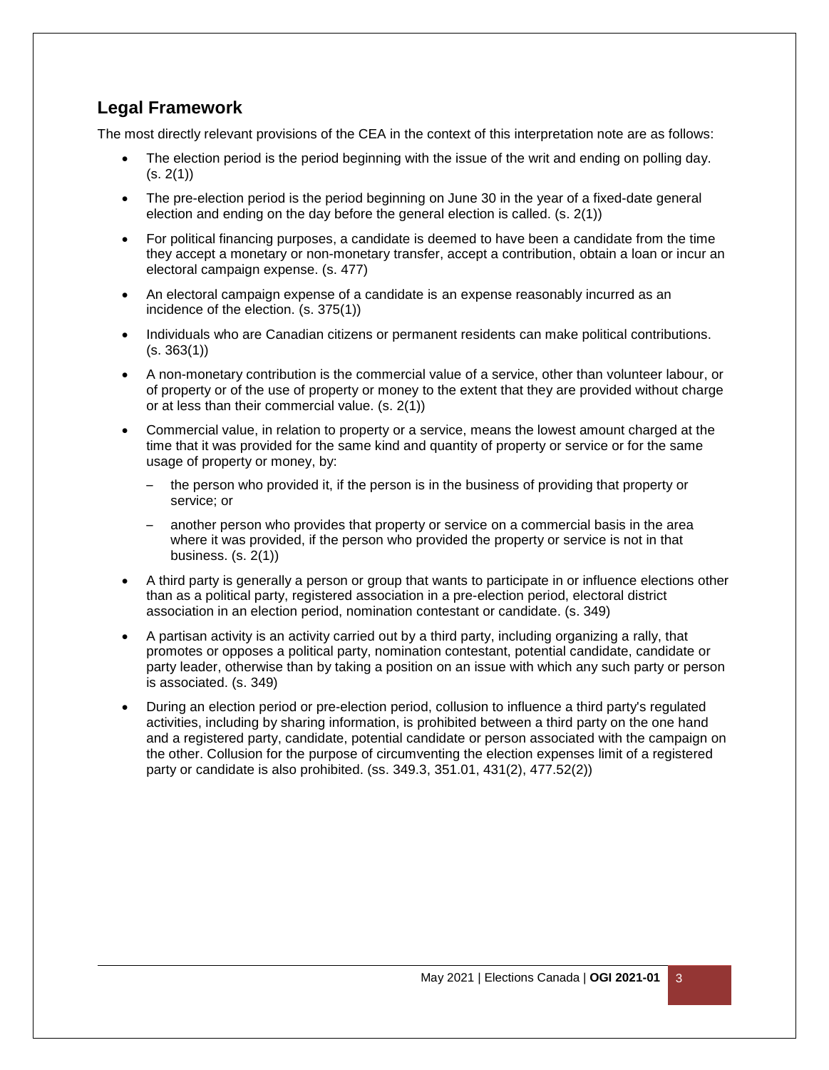## Legal Framework

The most directly relevant provisions of the CEA in the context of this interpretation note are as follows:

- The election period is the period beginning with the issue of the writ and ending on polling day. (s. 2(1))
- The pre-election period is the period beginning on June 30 in the year of a fixed-date general election and ending on the day before the general election is called. (s. 2(1))
- For political financing purposes, a candidate is deemed to have been a candidate from the time they accept a monetary or non-monetary transfer, accept a contribution, obtain a loan or incur an electoral campaign expense. (s. 477)
- An electoral campaign expense of a candidate is an expense reasonably incurred as an incidence of the election. (s. 375(1))
- Individuals who are Canadian citizens or permanent residents can make political contributions. (s. 363(1))
- A non-monetary contribution is the commercial value of a service, other than volunteer labour, or of property or of the use of property or money to the extent that they are provided without charge or at less than their commercial value. (s. 2(1))
- Commercial value, in relation to property or a service, means the lowest amount charged at the time that it was provided for the same kind and quantity of property or service or for the same usage of property or money, by:
  - the person who provided it, if the person is in the business of providing that property or service; or
  - another person who provides that property or service on a commercial basis in the area where it was provided, if the person who provided the property or service is not in that business. (s. 2(1))
- A third party is generally a person or group that wants to participate in or influence elections other than as a political party, registered association in a pre-election period, electoral district association in an election period, nomination contestant or candidate. (s. 349)
- A partisan activity is an activity carried out by a third party, including organizing a rally, that promotes or opposes a political party, nomination contestant, potential candidate, candidate or party leader, otherwise than by taking a position on an issue with which any such party or person is associated. (s. 349)
- During an election period or pre-election period, collusion to influence a third party's regulated activities, including by sharing information, is prohibited between a third party on the one hand and a registered party, candidate, potential candidate or person associated with the campaign on the other. Collusion for the purpose of circumventing the election expenses limit of a registered party or candidate is also prohibited. (ss. 349.3, 351.01, 431(2), 477.52(2))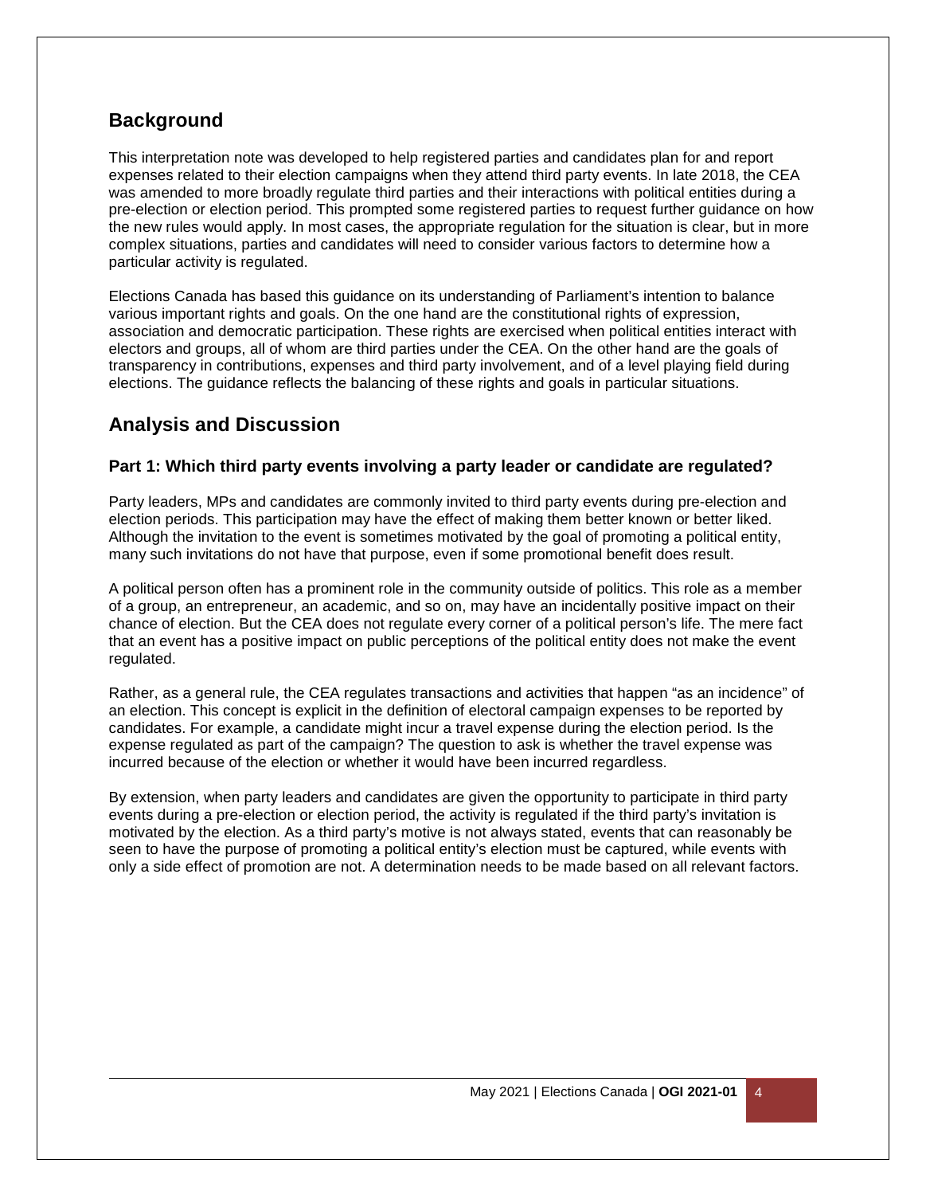## Background

This interpretation note was developed to help registered parties and candidates plan for and report expenses related to their election campaigns when they attend third party events. In late 2018, the CEA was amended to more broadly regulate third parties and their interactions with political entities during a pre-election or election period. This prompted some registered parties to request further guidance on how the new rules would apply. In most cases, the appropriate regulation for the situation is clear, but in more complex situations, parties and candidates will need to consider various factors to determine how a particular activity is regulated.

Elections Canada has based this guidance on its understanding of Parliament's intention to balance various important rights and goals. On the one hand are the constitutional rights of expression, association and democratic participation. These rights are exercised when political entities interact with electors and groups, all of whom are third parties under the CEA. On the other hand are the goals of transparency in contributions, expenses and third party involvement, and of a level playing field during elections. The guidance reflects the balancing of these rights and goals in particular situations.

## Analysis and Discussion

### Part 1: Which third party events involving a party leader or candidate are regulated?

Party leaders, MPs and candidates are commonly invited to third party events during pre-election and election periods. This participation may have the effect of making them better known or better liked. Although the invitation to the event is sometimes motivated by the goal of promoting a political entity, many such invitations do not have that purpose, even if some promotional benefit does result.

A political person often has a prominent role in the community outside of politics. This role as a member of a group, an entrepreneur, an academic, and so on, may have an incidentally positive impact on their chance of election. But the CEA does not regulate every corner of a political person's life. The mere fact that an event has a positive impact on public perceptions of the political entity does not make the event regulated.

Rather, as a general rule, the CEA regulates transactions and activities that happen "as an incidence" of an election. This concept is explicit in the definition of electoral campaign expenses to be reported by candidates. For example, a candidate might incur a travel expense during the election period. Is the expense regulated as part of the campaign? The question to ask is whether the travel expense was incurred because of the election or whether it would have been incurred regardless.

By extension, when party leaders and candidates are given the opportunity to participate in third party events during a pre-election or election period, the activity is regulated if the third party's invitation is motivated by the election. As a third party's motive is not always stated, events that can reasonably be seen to have the purpose of promoting a political entity's election must be captured, while events with only a side effect of promotion are not. A determination needs to be made based on all relevant factors.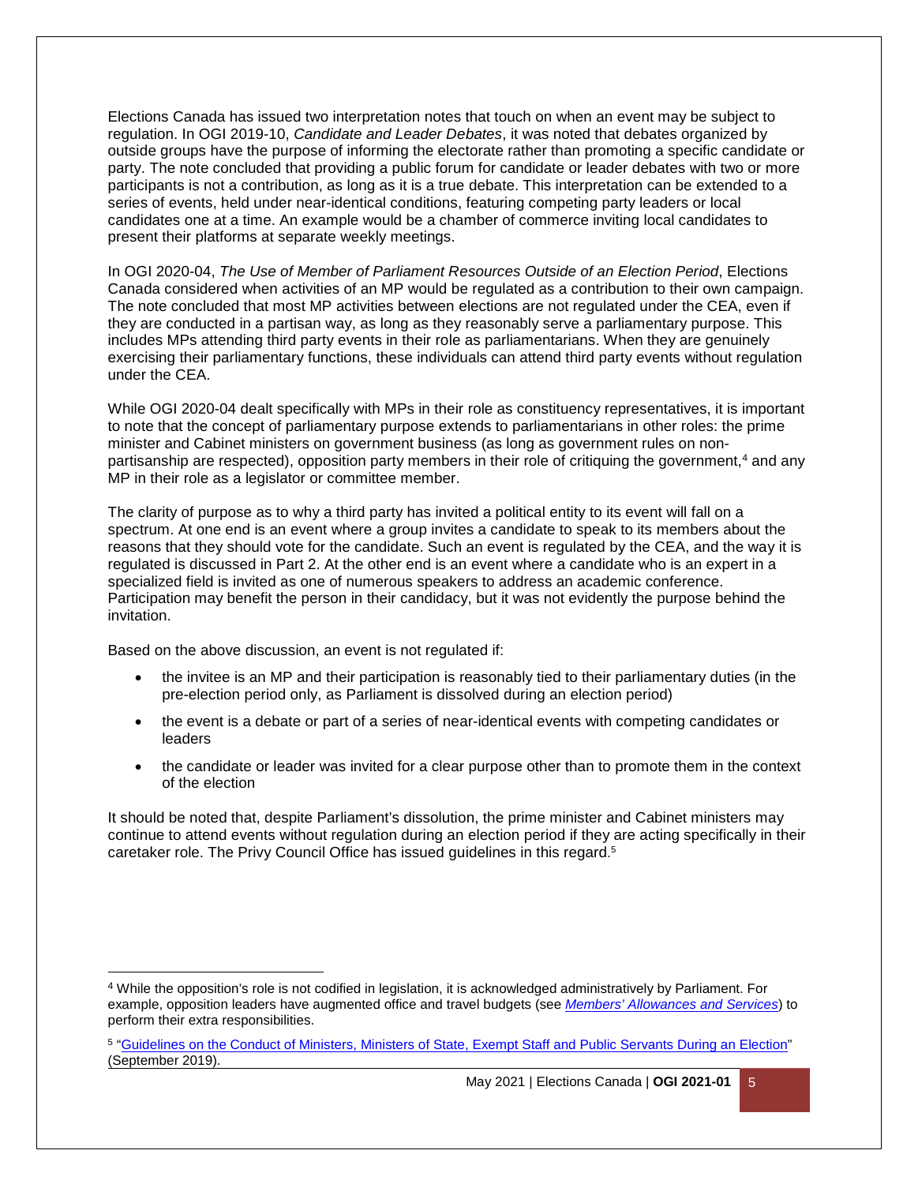Elections Canada has issued two interpretation notes that touch on when an event may be subject to regulation. In OGI 2019-10, *Candidate and Leader Debates*, it was noted that debates organized by outside groups have the purpose of informing the electorate rather than promoting a specific candidate or party. The note concluded that providing a public forum for candidate or leader debates with two or more participants is not a contribution, as long as it is a true debate. This interpretation can be extended to a series of events, held under near-identical conditions, featuring competing party leaders or local candidates one at a time. An example would be a chamber of commerce inviting local candidates to present their platforms at separate weekly meetings.

In OGI 2020-04, *The Use of Member of Parliament Resources Outside of an Election Period*, Elections Canada considered when activities of an MP would be regulated as a contribution to their own campaign. The note concluded that most MP activities between elections are not regulated under the CEA, even if they are conducted in a partisan way, as long as they reasonably serve a parliamentary purpose. This includes MPs attending third party events in their role as parliamentarians. When they are genuinely exercising their parliamentary functions, these individuals can attend third party events without regulation under the CEA.

While OGI 2020-04 dealt specifically with MPs in their role as constituency representatives, it is important to note that the concept of parliamentary purpose extends to parliamentarians in other roles: the prime minister and Cabinet ministers on government business (as long as government rules on non-partisanship are respected), opposition party members in their role of critiquing the government,[4] and any MP in their role as a legislator or committee member.

The clarity of purpose as to why a third party has invited a political entity to its event will fall on a spectrum. At one end is an event where a group invites a candidate to speak to its members about the reasons that they should vote for the candidate. Such an event is regulated by the CEA, and the way it is regulated is discussed in Part 2. At the other end is an event where a candidate who is an expert in a specialized field is invited as one of numerous speakers to address an academic conference. Participation may benefit the person in their candidacy, but it was not evidently the purpose behind the invitation.

Based on the above discussion, an event is not regulated if:

- the invitee is an MP and their participation is reasonably tied to their parliamentary duties (in the pre-election period only, as Parliament is dissolved during an election period)
- the event is a debate or part of a series of near-identical events with competing candidates or leaders
- the candidate or leader was invited for a clear purpose other than to promote them in the context of the election

It should be noted that, despite Parliament's dissolution, the prime minister and Cabinet ministers may continue to attend events without regulation during an election period if they are acting specifically in their caretaker role. The Privy Council Office has issued guidelines in this regard.[5]

---

[4] While the opposition's role is not codified in legislation, it is acknowledged administratively by Parliament. For example, opposition leaders have augmented office and travel budgets (see *Members' Allowances and Services*) to perform their extra responsibilities.

[5] "Guidelines on the Conduct of Ministers, Ministers of State, Exempt Staff and Public Servants During an Election" (September 2019).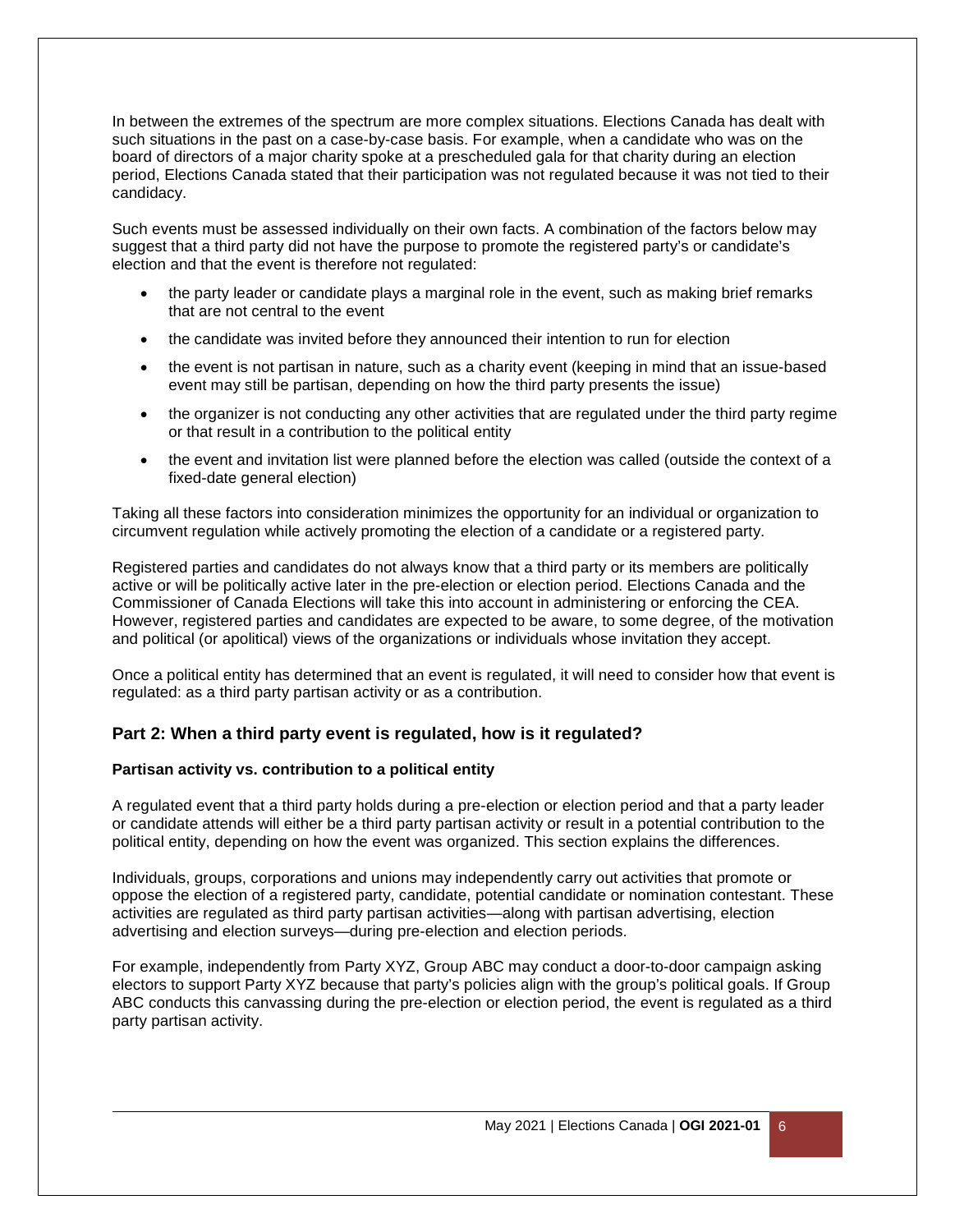In between the extremes of the spectrum are more complex situations. Elections Canada has dealt with such situations in the past on a case-by-case basis. For example, when a candidate who was on the board of directors of a major charity spoke at a prescheduled gala for that charity during an election period, Elections Canada stated that their participation was not regulated because it was not tied to their candidacy.

Such events must be assessed individually on their own facts. A combination of the factors below may suggest that a third party did not have the purpose to promote the registered party's or candidate's election and that the event is therefore not regulated:

- the party leader or candidate plays a marginal role in the event, such as making brief remarks that are not central to the event
- the candidate was invited before they announced their intention to run for election
- the event is not partisan in nature, such as a charity event (keeping in mind that an issue-based event may still be partisan, depending on how the third party presents the issue)
- the organizer is not conducting any other activities that are regulated under the third party regime or that result in a contribution to the political entity
- the event and invitation list were planned before the election was called (outside the context of a fixed-date general election)

Taking all these factors into consideration minimizes the opportunity for an individual or organization to circumvent regulation while actively promoting the election of a candidate or a registered party.

Registered parties and candidates do not always know that a third party or its members are politically active or will be politically active later in the pre-election or election period. Elections Canada and the Commissioner of Canada Elections will take this into account in administering or enforcing the CEA. However, registered parties and candidates are expected to be aware, to some degree, of the motivation and political (or apolitical) views of the organizations or individuals whose invitation they accept.

Once a political entity has determined that an event is regulated, it will need to consider how that event is regulated: as a third party partisan activity or as a contribution.

## Part 2: When a third party event is regulated, how is it regulated?

### Partisan activity vs. contribution to a political entity

A regulated event that a third party holds during a pre-election or election period and that a party leader or candidate attends will either be a third party partisan activity or result in a potential contribution to the political entity, depending on how the event was organized. This section explains the differences.

Individuals, groups, corporations and unions may independently carry out activities that promote or oppose the election of a registered party, candidate, potential candidate or nomination contestant. These activities are regulated as third party partisan activities—along with partisan advertising, election advertising and election surveys—during pre-election and election periods.

For example, independently from Party XYZ, Group ABC may conduct a door-to-door campaign asking electors to support Party XYZ because that party's policies align with the group's political goals. If Group ABC conducts this canvassing during the pre-election or election period, the event is regulated as a third party partisan activity.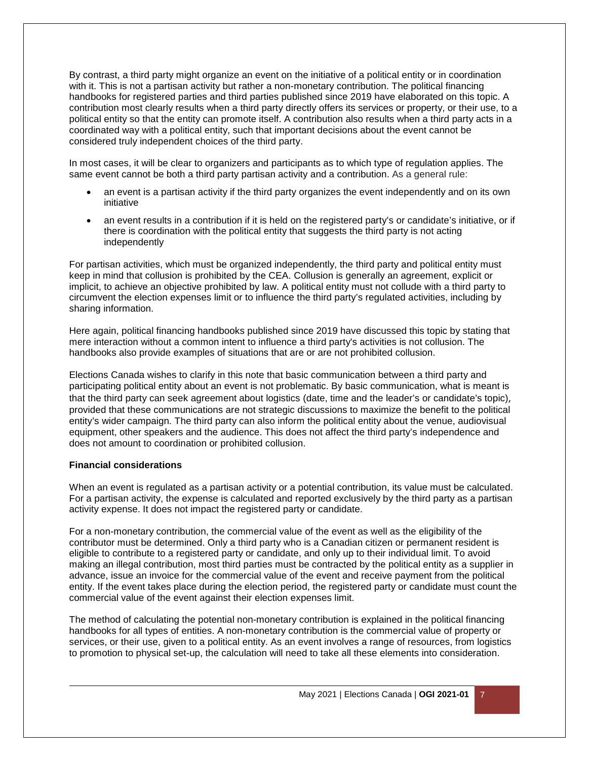By contrast, a third party might organize an event on the initiative of a political entity or in coordination with it. This is not a partisan activity but rather a non-monetary contribution. The political financing handbooks for registered parties and third parties published since 2019 have elaborated on this topic. A contribution most clearly results when a third party directly offers its services or property, or their use, to a political entity so that the entity can promote itself. A contribution also results when a third party acts in a coordinated way with a political entity, such that important decisions about the event cannot be considered truly independent choices of the third party.

In most cases, it will be clear to organizers and participants as to which type of regulation applies. The same event cannot be both a third party partisan activity and a contribution. As a general rule:

- an event is a partisan activity if the third party organizes the event independently and on its own initiative
- an event results in a contribution if it is held on the registered party's or candidate's initiative, or if there is coordination with the political entity that suggests the third party is not acting independently

For partisan activities, which must be organized independently, the third party and political entity must keep in mind that collusion is prohibited by the CEA. Collusion is generally an agreement, explicit or implicit, to achieve an objective prohibited by law. A political entity must not collude with a third party to circumvent the election expenses limit or to influence the third party's regulated activities, including by sharing information.

Here again, political financing handbooks published since 2019 have discussed this topic by stating that mere interaction without a common intent to influence a third party's activities is not collusion. The handbooks also provide examples of situations that are or are not prohibited collusion.

Elections Canada wishes to clarify in this note that basic communication between a third party and participating political entity about an event is not problematic. By basic communication, what is meant is that the third party can seek agreement about logistics (date, time and the leader's or candidate's topic), provided that these communications are not strategic discussions to maximize the benefit to the political entity's wider campaign. The third party can also inform the political entity about the venue, audiovisual equipment, other speakers and the audience. This does not affect the third party's independence and does not amount to coordination or prohibited collusion.

**Financial considerations**

When an event is regulated as a partisan activity or a potential contribution, its value must be calculated. For a partisan activity, the expense is calculated and reported exclusively by the third party as a partisan activity expense. It does not impact the registered party or candidate.

For a non-monetary contribution, the commercial value of the event as well as the eligibility of the contributor must be determined. Only a third party who is a Canadian citizen or permanent resident is eligible to contribute to a registered party or candidate, and only up to their individual limit. To avoid making an illegal contribution, most third parties must be contracted by the political entity as a supplier in advance, issue an invoice for the commercial value of the event and receive payment from the political entity. If the event takes place during the election period, the registered party or candidate must count the commercial value of the event against their election expenses limit.

The method of calculating the potential non-monetary contribution is explained in the political financing handbooks for all types of entities. A non-monetary contribution is the commercial value of property or services, or their use, given to a political entity. As an event involves a range of resources, from logistics to promotion to physical set-up, the calculation will need to take all these elements into consideration.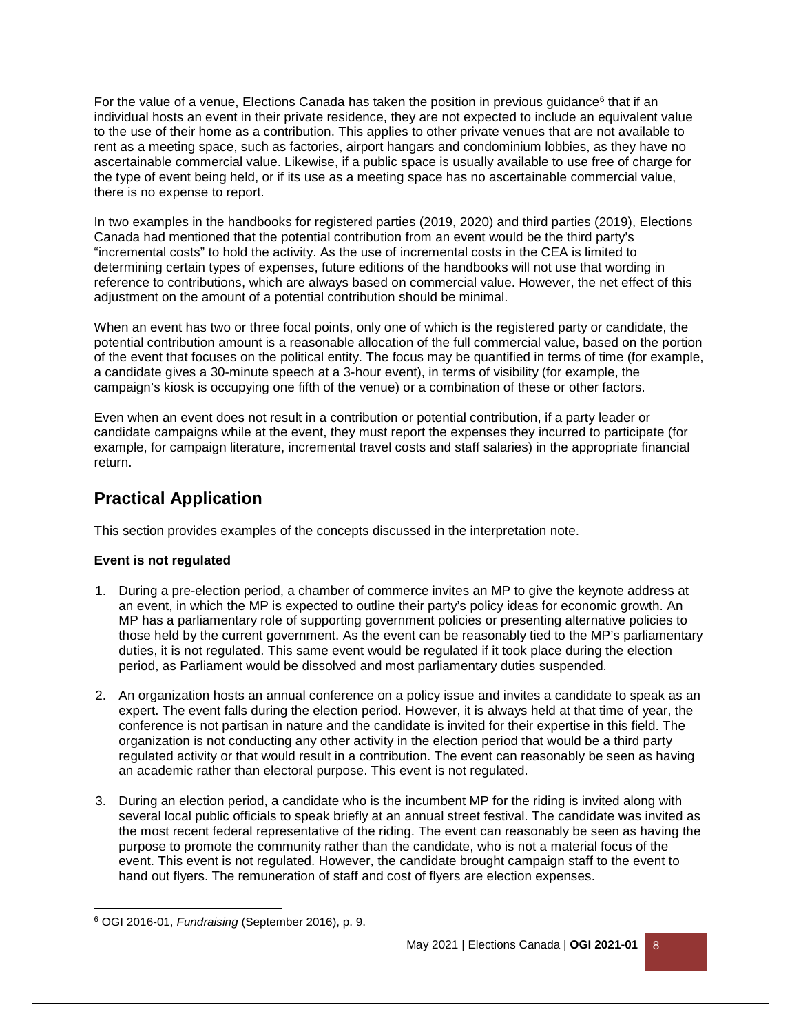For the value of a venue, Elections Canada has taken the position in previous guidance[6] that if an individual hosts an event in their private residence, they are not expected to include an equivalent value to the use of their home as a contribution. This applies to other private venues that are not available to rent as a meeting space, such as factories, airport hangars and condominium lobbies, as they have no ascertainable commercial value. Likewise, if a public space is usually available to use free of charge for the type of event being held, or if its use as a meeting space has no ascertainable commercial value, there is no expense to report.

In two examples in the handbooks for registered parties (2019, 2020) and third parties (2019), Elections Canada had mentioned that the potential contribution from an event would be the third party's "incremental costs" to hold the activity. As the use of incremental costs in the CEA is limited to determining certain types of expenses, future editions of the handbooks will not use that wording in reference to contributions, which are always based on commercial value. However, the net effect of this adjustment on the amount of a potential contribution should be minimal.

When an event has two or three focal points, only one of which is the registered party or candidate, the potential contribution amount is a reasonable allocation of the full commercial value, based on the portion of the event that focuses on the political entity. The focus may be quantified in terms of time (for example, a candidate gives a 30-minute speech at a 3-hour event), in terms of visibility (for example, the campaign's kiosk is occupying one fifth of the venue) or a combination of these or other factors.

Even when an event does not result in a contribution or potential contribution, if a party leader or candidate campaigns while at the event, they must report the expenses they incurred to participate (for example, for campaign literature, incremental travel costs and staff salaries) in the appropriate financial return.

## Practical Application

This section provides examples of the concepts discussed in the interpretation note.

**Event is not regulated**

1. During a pre-election period, a chamber of commerce invites an MP to give the keynote address at an event, in which the MP is expected to outline their party's policy ideas for economic growth. An MP has a parliamentary role of supporting government policies or presenting alternative policies to those held by the current government. As the event can be reasonably tied to the MP's parliamentary duties, it is not regulated. This same event would be regulated if it took place during the election period, as Parliament would be dissolved and most parliamentary duties suspended.
2. An organization hosts an annual conference on a policy issue and invites a candidate to speak as an expert. The event falls during the election period. However, it is always held at that time of year, the conference is not partisan in nature and the candidate is invited for their expertise in this field. The organization is not conducting any other activity in the election period that would be a third party regulated activity or that would result in a contribution. The event can reasonably be seen as having an academic rather than electoral purpose. This event is not regulated.
3. During an election period, a candidate who is the incumbent MP for the riding is invited along with several local public officials to speak briefly at an annual street festival. The candidate was invited as the most recent federal representative of the riding. The event can reasonably be seen as having the purpose to promote the community rather than the candidate, who is not a material focus of the event. This event is not regulated. However, the candidate brought campaign staff to the event to hand out flyers. The remuneration of staff and cost of flyers are election expenses.

---

[6] OGI 2016-01, *Fundraising* (September 2016), p. 9.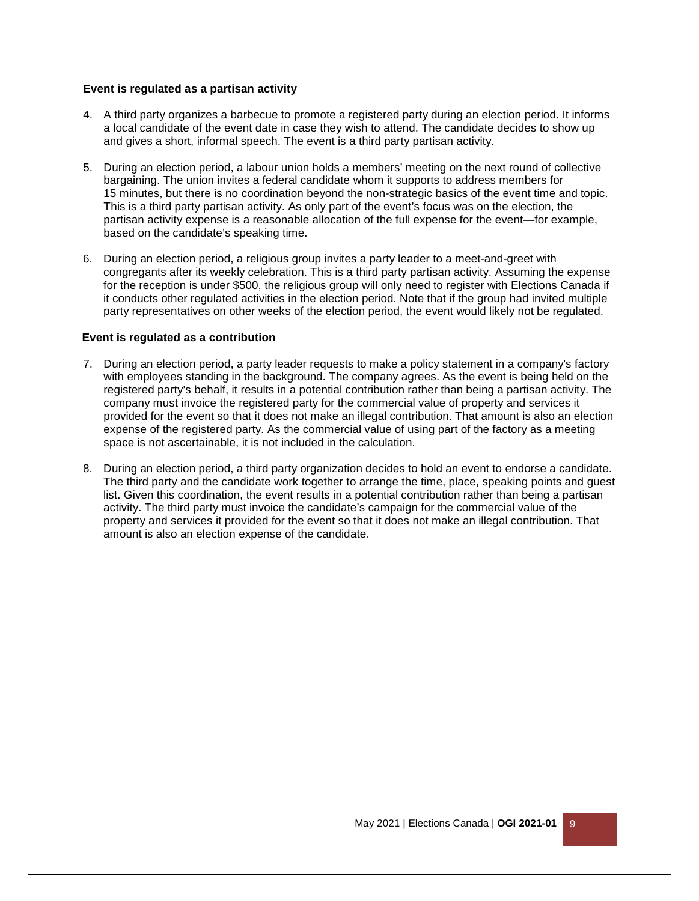**Event is regulated as a partisan activity**

4. A third party organizes a barbecue to promote a registered party during an election period. It informs a local candidate of the event date in case they wish to attend. The candidate decides to show up and gives a short, informal speech. The event is a third party partisan activity.
5. During an election period, a labour union holds a members' meeting on the next round of collective bargaining. The union invites a federal candidate whom it supports to address members for 15 minutes, but there is no coordination beyond the non-strategic basics of the event time and topic. This is a third party partisan activity. As only part of the event's focus was on the election, the partisan activity expense is a reasonable allocation of the full expense for the event—for example, based on the candidate's speaking time.
6. During an election period, a religious group invites a party leader to a meet-and-greet with congregants after its weekly celebration. This is a third party partisan activity. Assuming the expense for the reception is under $500, the religious group will only need to register with Elections Canada if it conducts other regulated activities in the election period. Note that if the group had invited multiple party representatives on other weeks of the election period, the event would likely not be regulated.

**Event is regulated as a contribution**

7. During an election period, a party leader requests to make a policy statement in a company's factory with employees standing in the background. The company agrees. As the event is being held on the registered party's behalf, it results in a potential contribution rather than being a partisan activity. The company must invoice the registered party for the commercial value of property and services it provided for the event so that it does not make an illegal contribution. That amount is also an election expense of the registered party. As the commercial value of using part of the factory as a meeting space is not ascertainable, it is not included in the calculation.
8. During an election period, a third party organization decides to hold an event to endorse a candidate. The third party and the candidate work together to arrange the time, place, speaking points and guest list. Given this coordination, the event results in a potential contribution rather than being a partisan activity. The third party must invoice the candidate's campaign for the commercial value of the property and services it provided for the event so that it does not make an illegal contribution. That amount is also an election expense of the candidate.